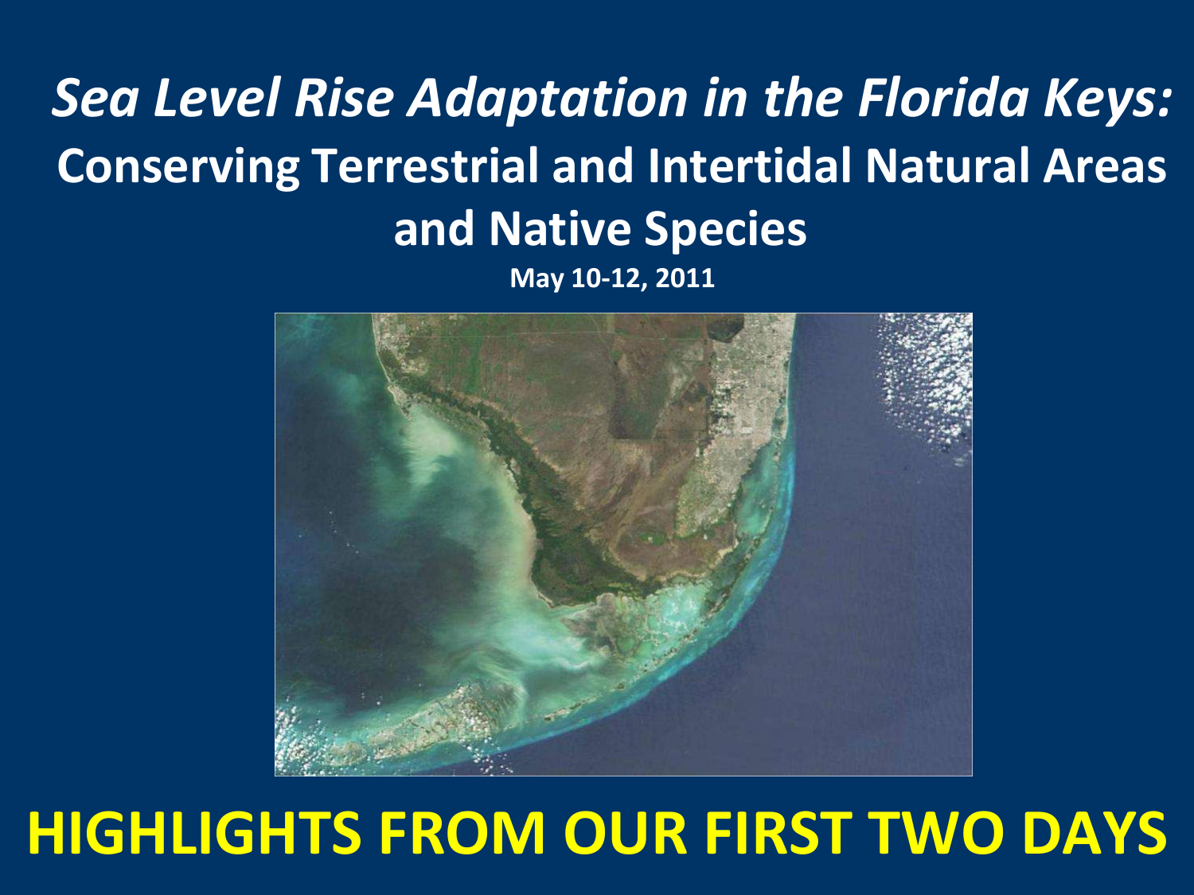# *Sea Level Rise Adaptation in the Florida Keys:*

## Conserving Terrestrial and Intertidal Natural Areas and Native Species

**May 10-12, 2011**

# HIGHLIGHTS FROM OUR FIRST TWO DAYS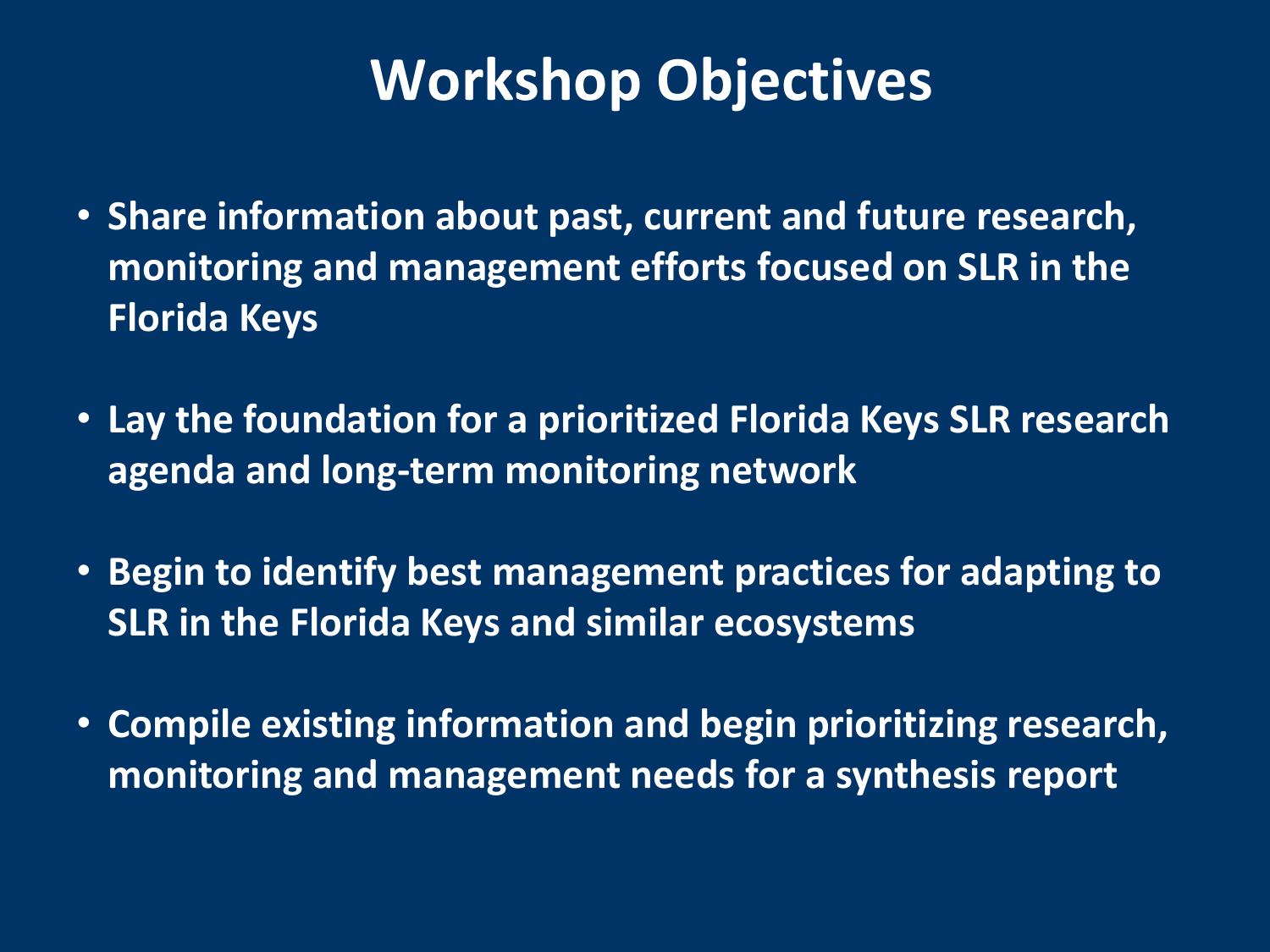# Workshop Objectives

- **Share information about past, current and future research, monitoring and management efforts focused on SLR in the Florida Keys**
- **Lay the foundation for a prioritized Florida Keys SLR research agenda and long-term monitoring network**
- **Begin to identify best management practices for adapting to SLR in the Florida Keys and similar ecosystems**
- **Compile existing information and begin prioritizing research, monitoring and management needs for a synthesis report**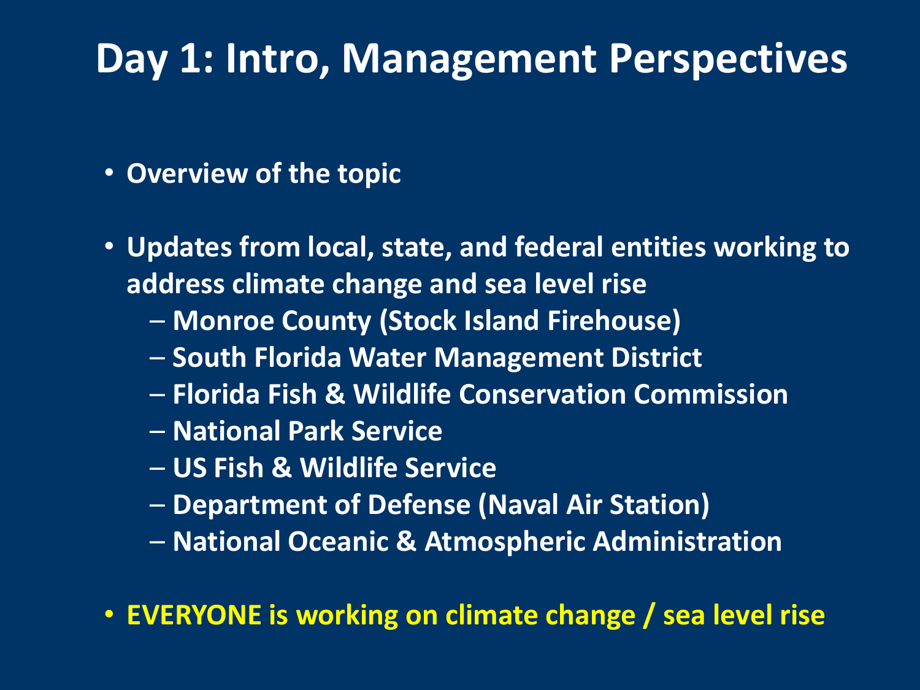# Day 1: Intro, Management Perspectives

- Overview of the topic
- Updates from local, state, and federal entities working to address climate change and sea level rise
  - Monroe County (Stock Island Firehouse)
  - South Florida Water Management District
  - Florida Fish & Wildlife Conservation Commission
  - National Park Service
  - US Fish & Wildlife Service
  - Department of Defense (Naval Air Station)
  - National Oceanic & Atmospheric Administration
- EVERYONE is working on climate change / sea level rise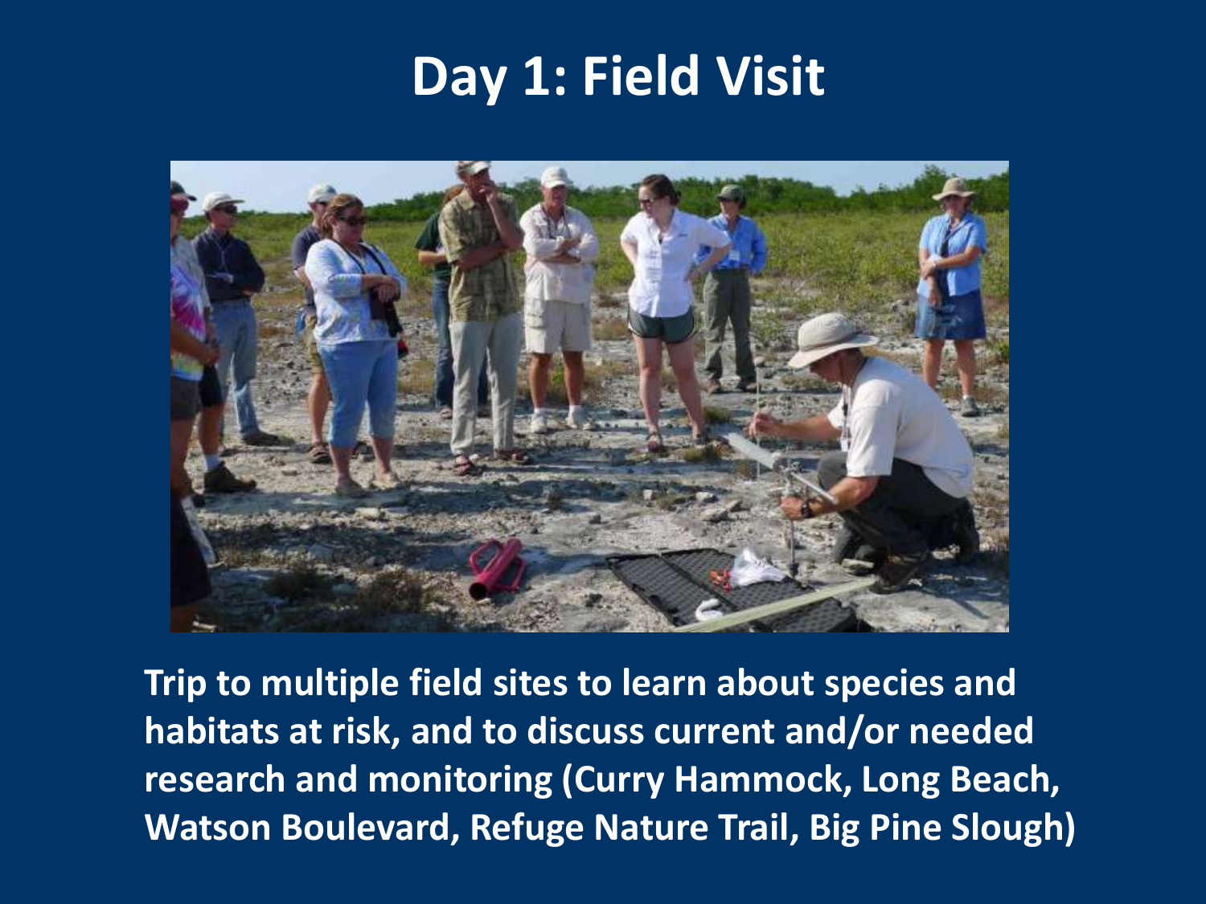# Day 1: Field Visit

**Trip to multiple field sites to learn about species and habitats at risk, and to discuss current and/or needed research and monitoring (Curry Hammock, Long Beach, Watson Boulevard, Refuge Nature Trail, Big Pine Slough)**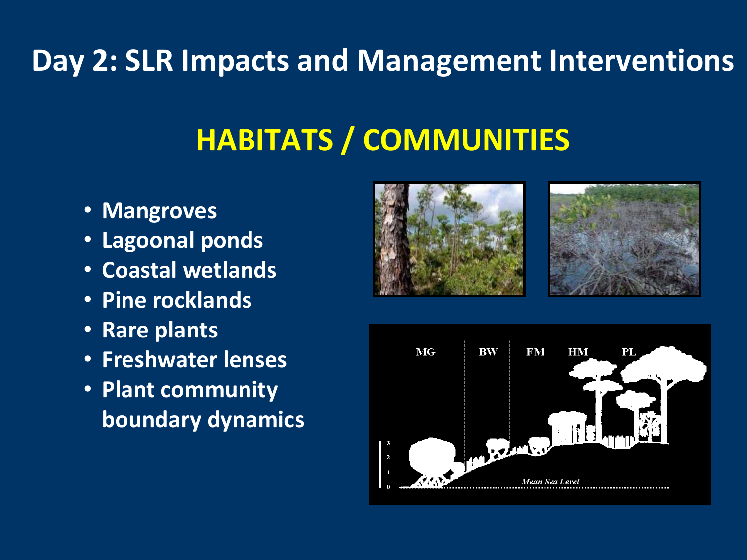# Day 2: SLR Impacts and Management Interventions

## HABITATS / COMMUNITIES

- Mangroves
- Lagoonal ponds
- Coastal wetlands
- Pine rocklands
- Rare plants
- Freshwater lenses
- Plant community boundary dynamics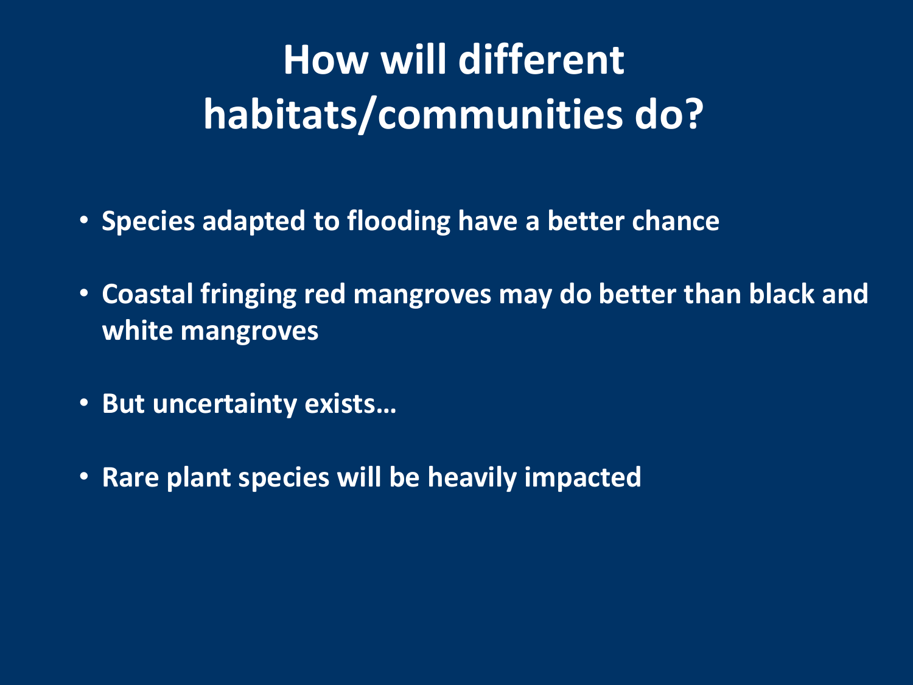# How will different habitats/communities do?

- Species adapted to flooding have a better chance
- Coastal fringing red mangroves may do better than black and white mangroves
- But uncertainty exists…
- Rare plant species will be heavily impacted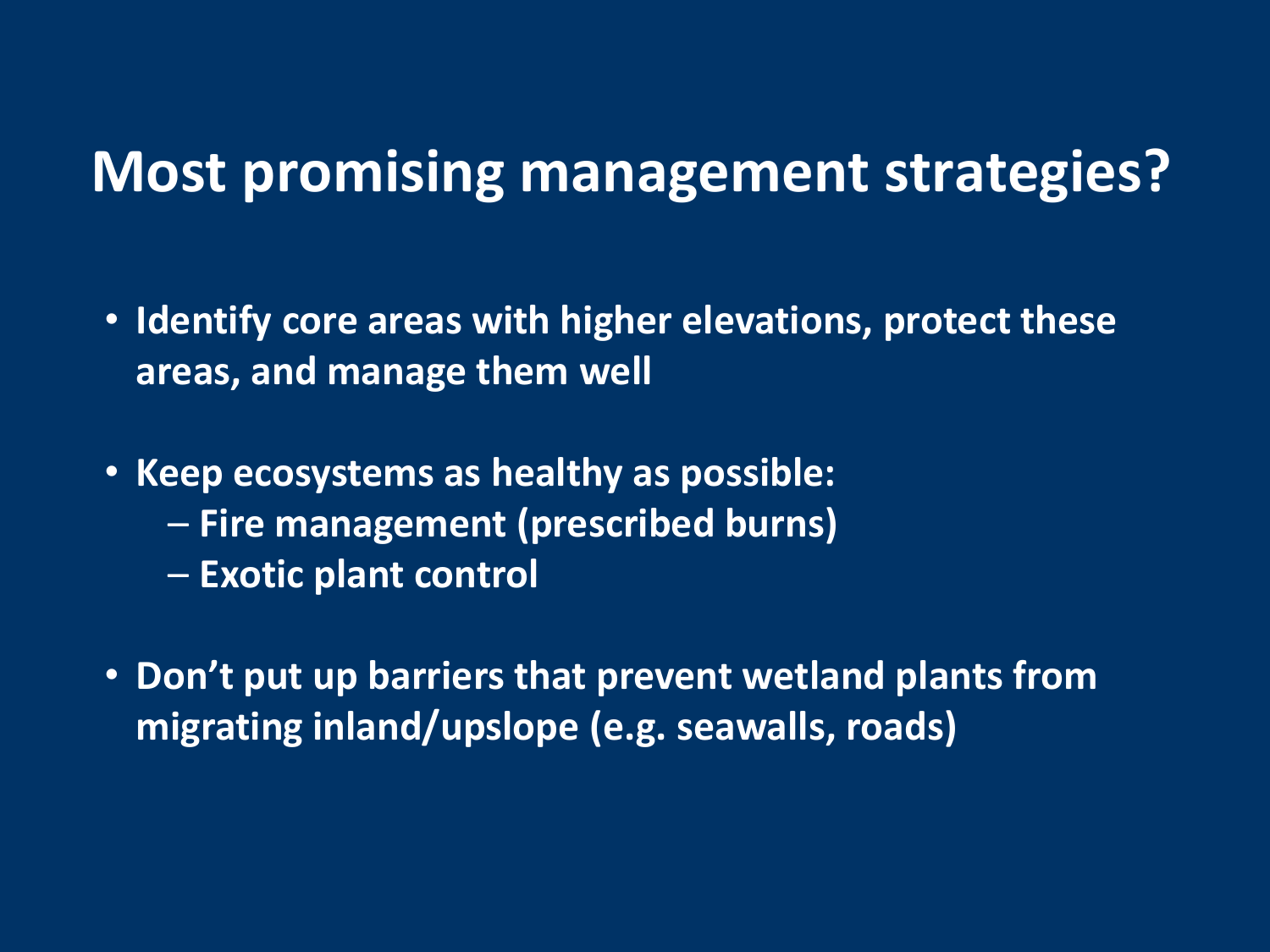# Most promising management strategies?

- Identify core areas with higher elevations, protect these areas, and manage them well

- Keep ecosystems as healthy as possible:
  - Fire management (prescribed burns)
  - Exotic plant control

- Don't put up barriers that prevent wetland plants from migrating inland/upslope (e.g. seawalls, roads)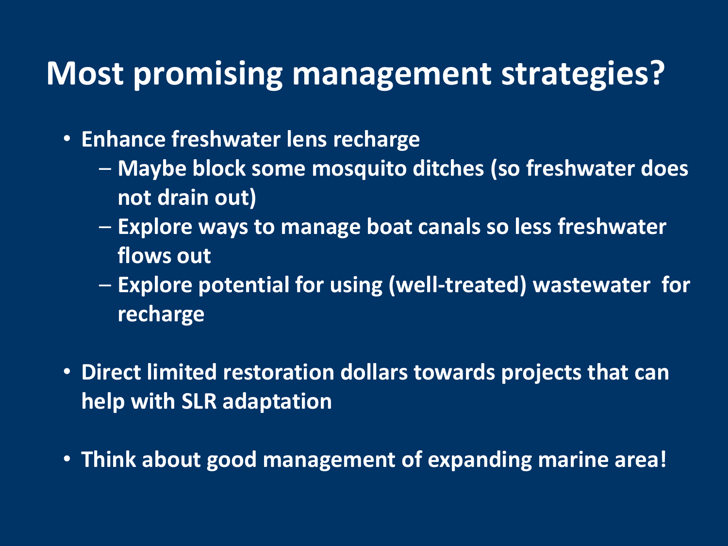# Most promising management strategies?

- **Enhance freshwater lens recharge**
  - **Maybe block some mosquito ditches (so freshwater does not drain out)**
  - **Explore ways to manage boat canals so less freshwater flows out**
  - **Explore potential for using (well-treated) wastewater for recharge**

- **Direct limited restoration dollars towards projects that can help with SLR adaptation**

- **Think about good management of expanding marine area!**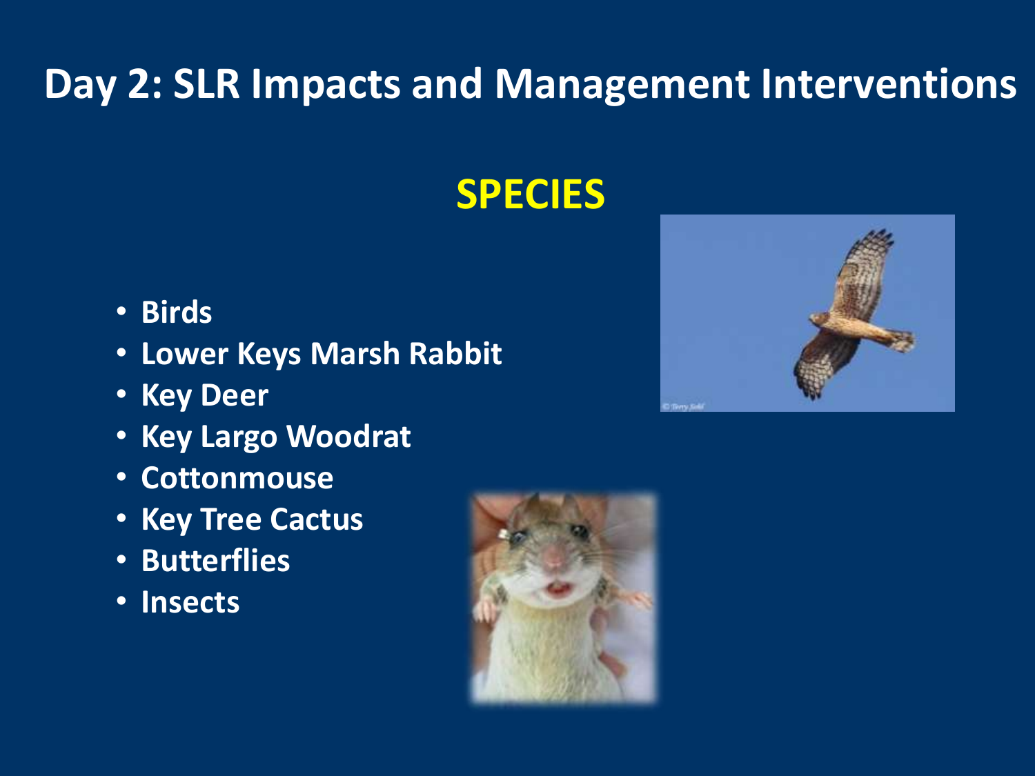# Day 2: SLR Impacts and Management Interventions

## SPECIES

- Birds
- Lower Keys Marsh Rabbit
- Key Deer
- Key Largo Woodrat
- Cottonmouse
- Key Tree Cactus
- Butterflies
- Insects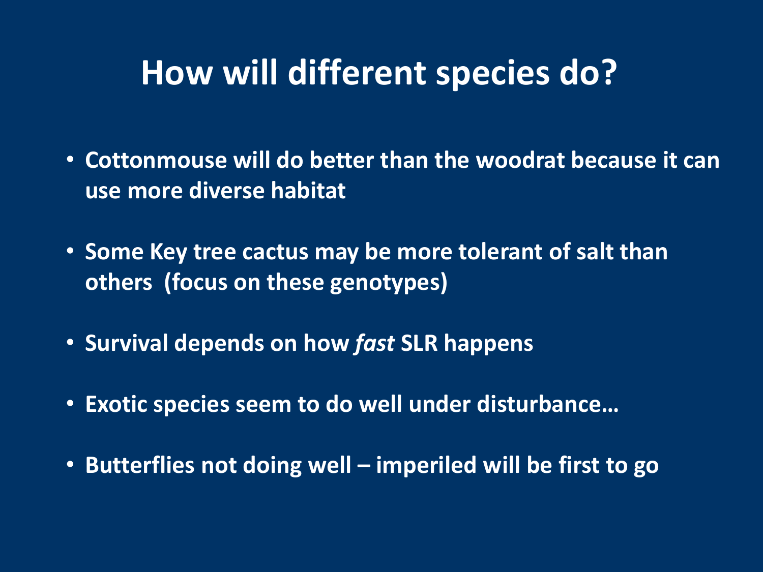# How will different species do?

- Cottonmouse will do better than the woodrat because it can use more diverse habitat
- Some Key tree cactus may be more tolerant of salt than others (focus on these genotypes)
- Survival depends on how *fast* SLR happens
- Exotic species seem to do well under disturbance…
- Butterflies not doing well – imperiled will be first to go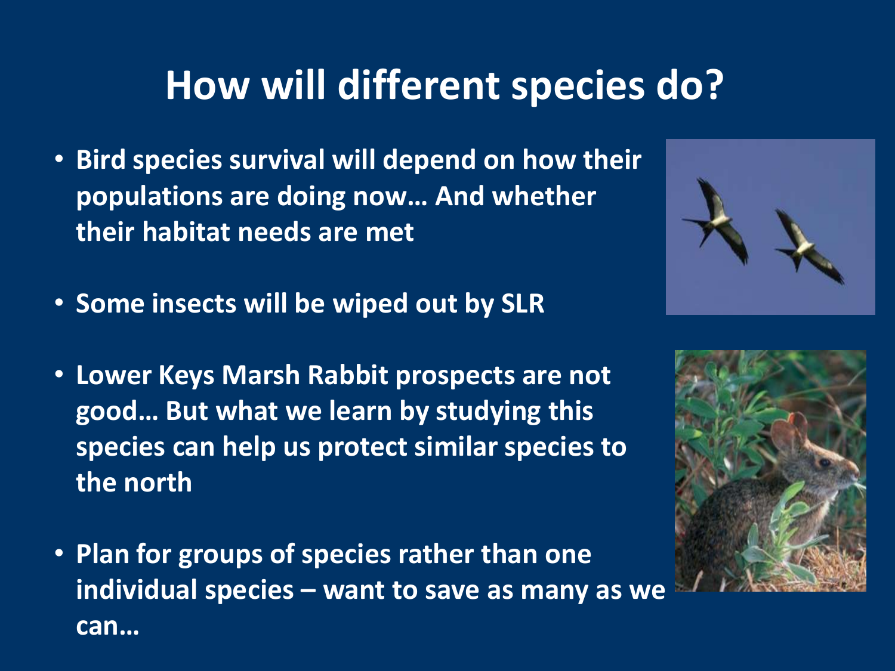# How will different species do?

- Bird species survival will depend on how their populations are doing now… And whether their habitat needs are met
- Some insects will be wiped out by SLR
- Lower Keys Marsh Rabbit prospects are not good… But what we learn by studying this species can help us protect similar species to the north
- Plan for groups of species rather than one individual species – want to save as many as we can…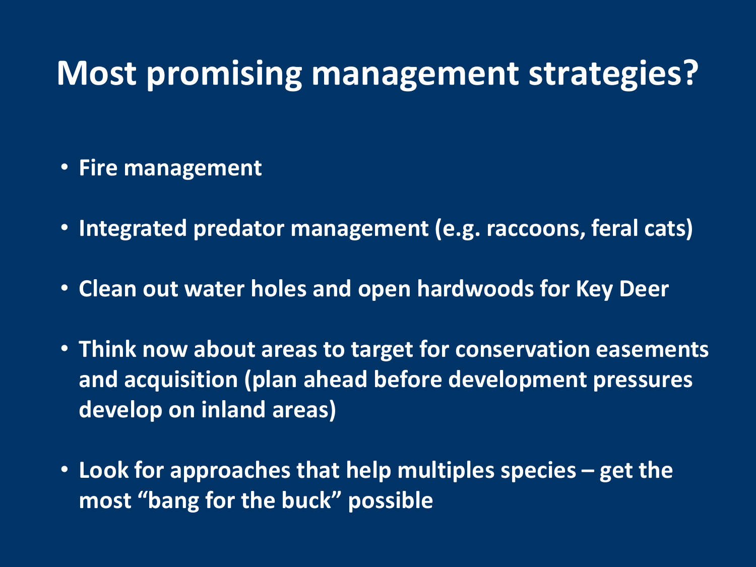# Most promising management strategies?

- Fire management
- Integrated predator management (e.g. raccoons, feral cats)
- Clean out water holes and open hardwoods for Key Deer
- Think now about areas to target for conservation easements and acquisition (plan ahead before development pressures develop on inland areas)
- Look for approaches that help multiples species – get the most "bang for the buck" possible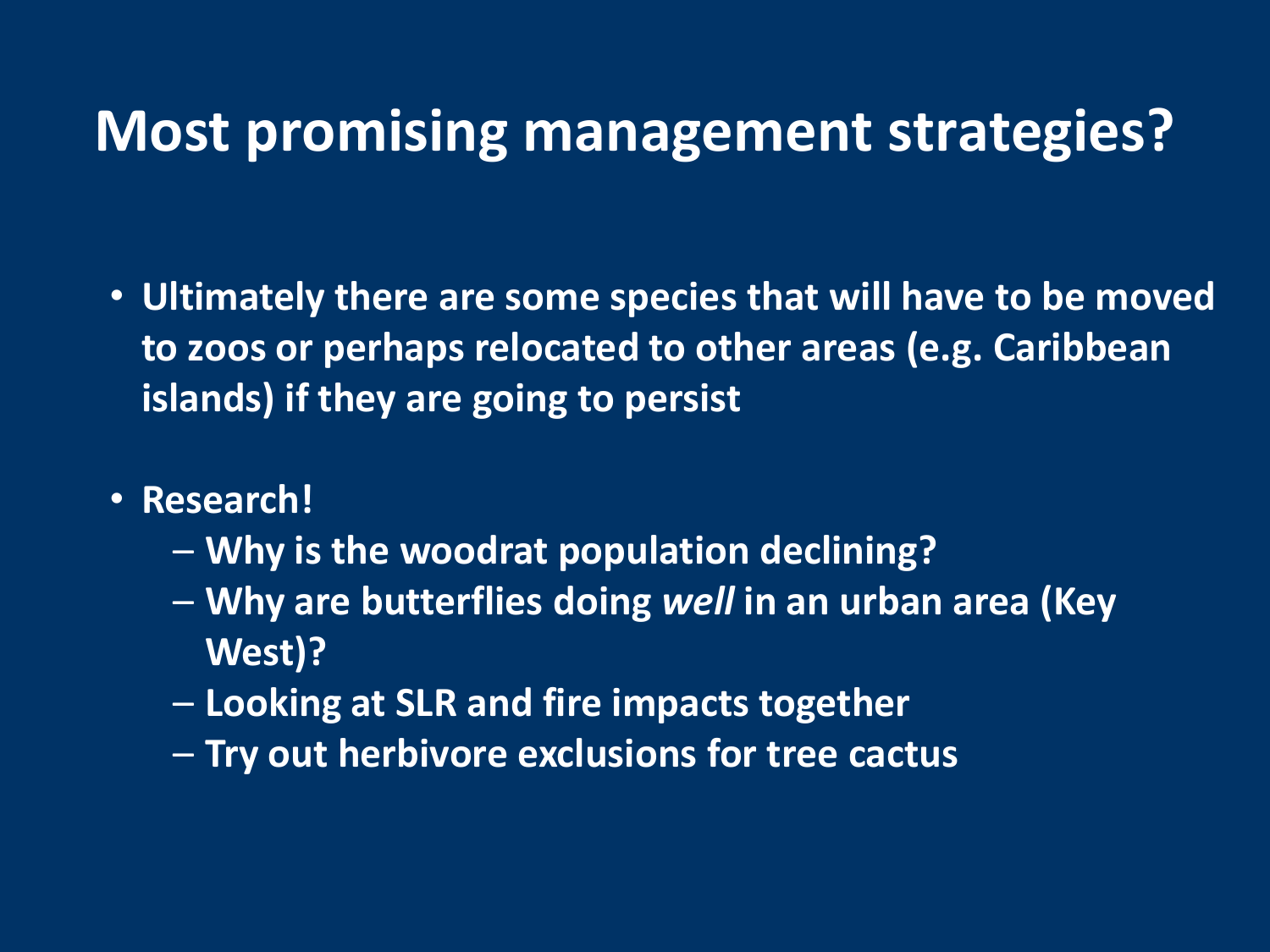# Most promising management strategies?

- **Ultimately there are some species that will have to be moved to zoos or perhaps relocated to other areas (e.g. Caribbean islands) if they are going to persist**
- **Research!**
  - **Why is the woodrat population declining?**
  - **Why are butterflies doing *well* in an urban area (Key West)?**
  - **Looking at SLR and fire impacts together**
  - **Try out herbivore exclusions for tree cactus**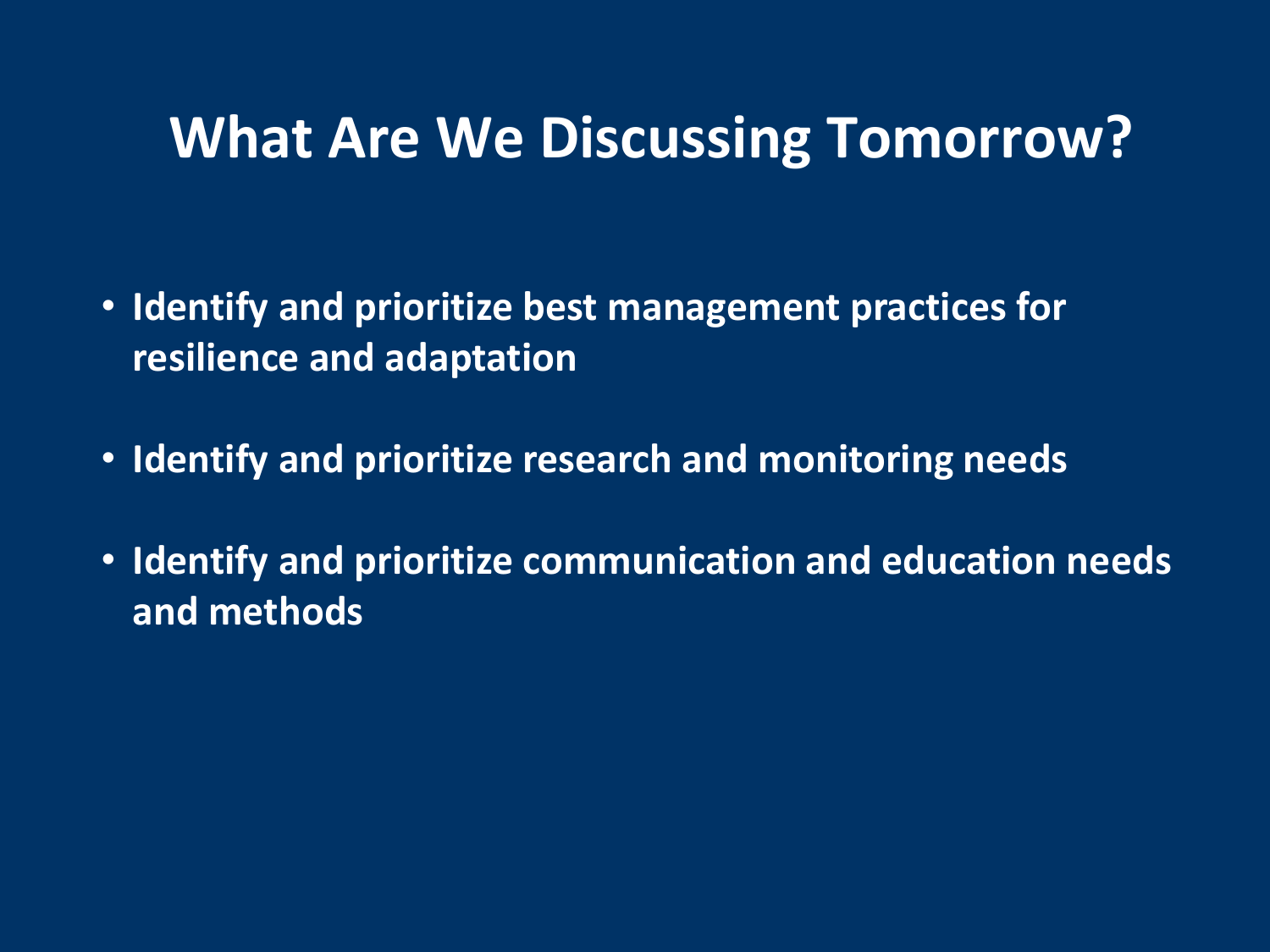# What Are We Discussing Tomorrow?

- **Identify and prioritize best management practices for resilience and adaptation**
- **Identify and prioritize research and monitoring needs**
- **Identify and prioritize communication and education needs and methods**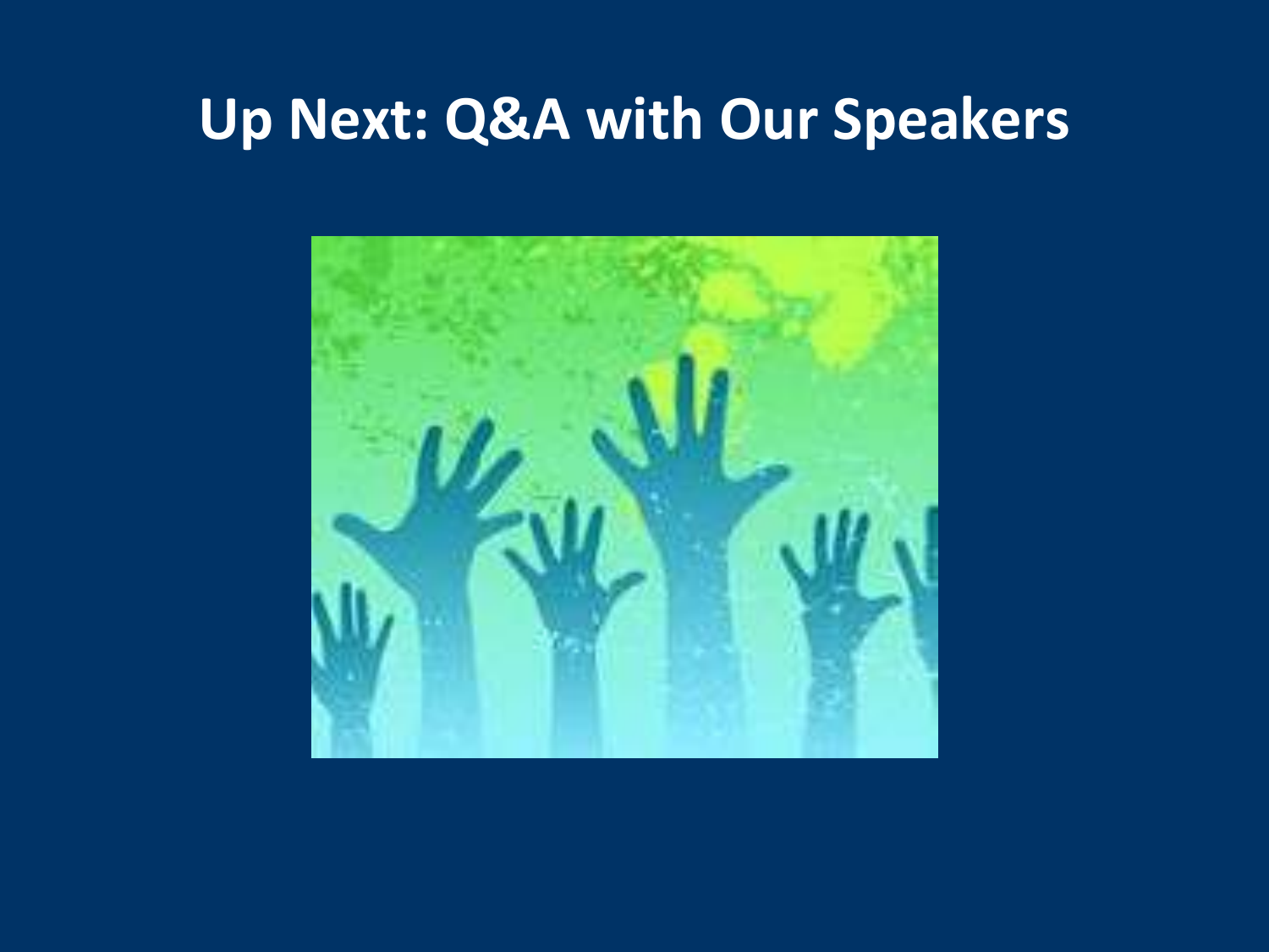# Up Next: Q&A with Our Speakers